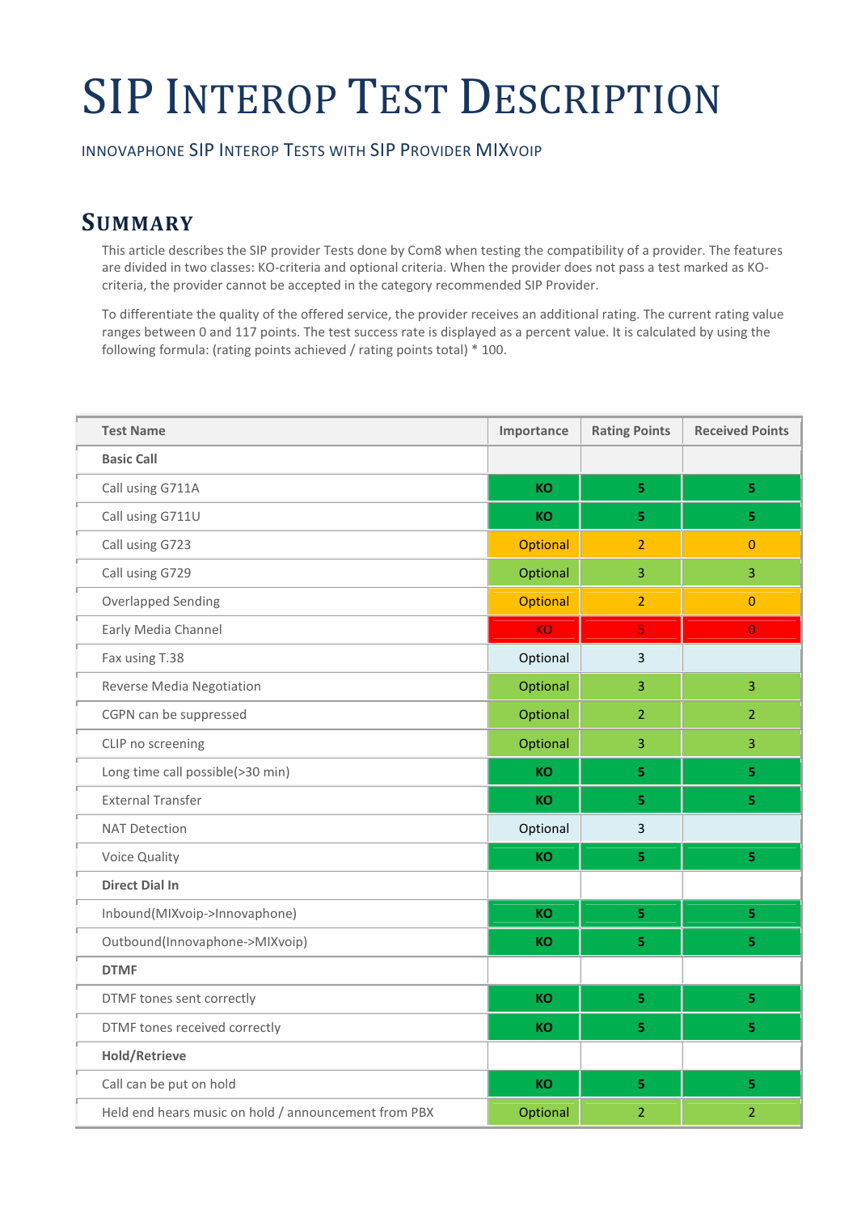# SIP Interop Test Description

Innovaphone SIP Interop Tests with SIP Provider MIXvoip

## Summary

This article describes the SIP provider Tests done by Com8 when testing the compatibility of a provider. The features are divided in two classes: KO-criteria and optional criteria. When the provider does not pass a test marked as KO-criteria, the provider cannot be accepted in the category recommended SIP Provider.

To differentiate the quality of the offered service, the provider receives an additional rating. The current rating value ranges between 0 and 117 points. The test success rate is displayed as a percent value. It is calculated by using the following formula: (rating points achieved / rating points total) * 100.

| Test Name | Importance | Rating Points | Received Points |
|---|---|---|---|
| **Basic Call** | | | |
| Call using G711A | KO | 5 | 5 |
| Call using G711U | KO | 5 | 5 |
| Call using G723 | Optional | 2 | 0 |
| Call using G729 | Optional | 3 | 3 |
| Overlapped Sending | Optional | 2 | 0 |
| Early Media Channel | KO | 5 | 0 |
| Fax using T.38 | Optional | 3 | |
| Reverse Media Negotiation | Optional | 3 | 3 |
| CGPN can be suppressed | Optional | 2 | 2 |
| CLIP no screening | Optional | 3 | 3 |
| Long time call possible(>30 min) | KO | 5 | 5 |
| External Transfer | KO | 5 | 5 |
| NAT Detection | Optional | 3 | |
| Voice Quality | KO | 5 | 5 |
| **Direct Dial In** | | | |
| Inbound(MIXvoip->Innovaphone) | KO | 5 | 5 |
| Outbound(Innovaphone->MIXvoip) | KO | 5 | 5 |
| **DTMF** | | | |
| DTMF tones sent correctly | KO | 5 | 5 |
| DTMF tones received correctly | KO | 5 | 5 |
| **Hold/Retrieve** | | | |
| Call can be put on hold | KO | 5 | 5 |
| Held end hears music on hold / announcement from PBX | Optional | 2 | 2 |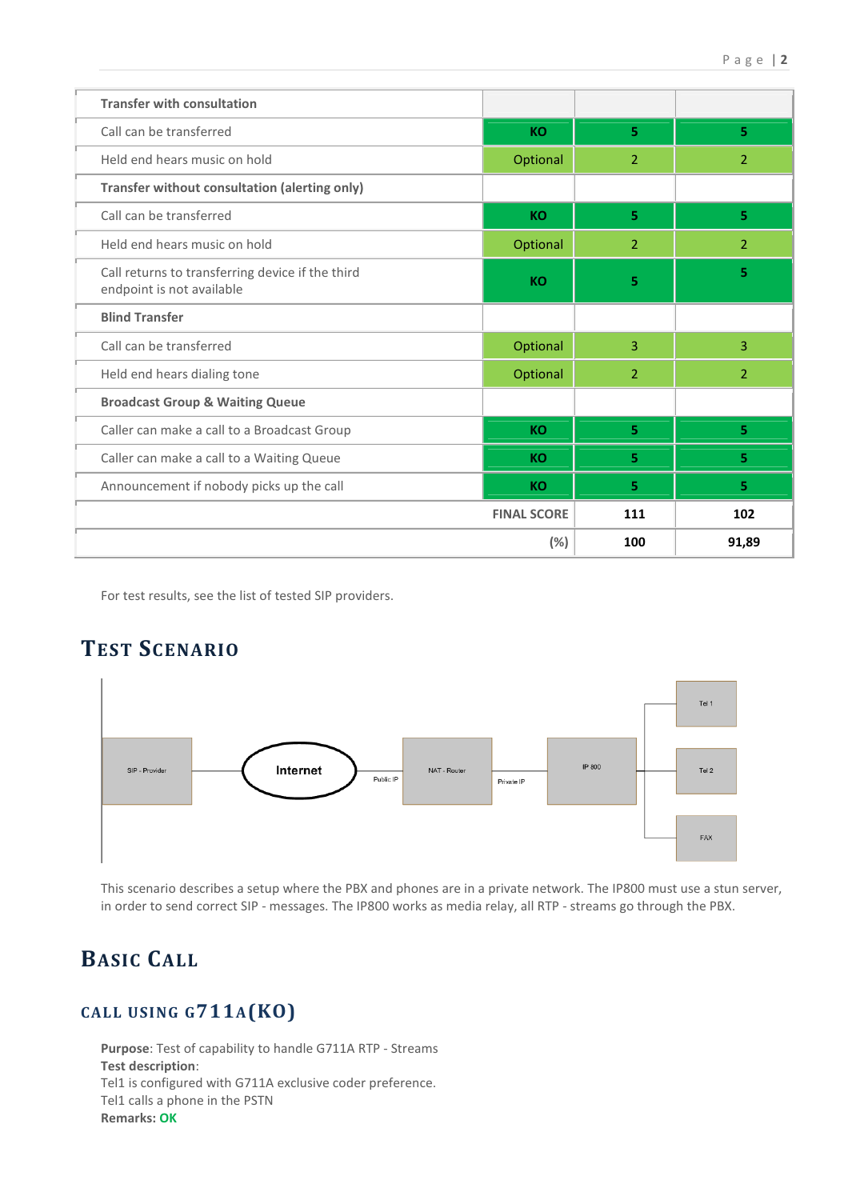| Transfer with consultation | | | |
|---|---|---|---|
| Call can be transferred | KO | 5 | 5 |
| Held end hears music on hold | Optional | 2 | 2 |
| **Transfer without consultation (alerting only)** | | | |
| Call can be transferred | KO | 5 | 5 |
| Held end hears music on hold | Optional | 2 | 2 |
| Call returns to transferring device if the third endpoint is not available | KO | 5 | 5 |
| **Blind Transfer** | | | |
| Call can be transferred | Optional | 3 | 3 |
| Held end hears dialing tone | Optional | 2 | 2 |
| **Broadcast Group & Waiting Queue** | | | |
| Caller can make a call to a Broadcast Group | KO | 5 | 5 |
| Caller can make a call to a Waiting Queue | KO | 5 | 5 |
| Announcement if nobody picks up the call | KO | 5 | 5 |
| | **FINAL SCORE** | **111** | **102** |
| | (%) | **100** | **91,89** |

For test results, see the list of tested SIP providers.

# TEST SCENARIO

SIP - Provider — Internet — Public IP — NAT - Router — Private IP — IP 800 — Tel 1, Tel 2, FAX

This scenario describes a setup where the PBX and phones are in a private network. The IP800 must use a stun server, in order to send correct SIP - messages. The IP800 works as media relay, all RTP - streams go through the PBX.

# BASIC CALL

## CALL USING G711A(KO)

**Purpose**: Test of capability to handle G711A RTP - Streams
**Test description**:
Tel1 is configured with G711A exclusive coder preference.
Tel1 calls a phone in the PSTN
**Remarks: OK**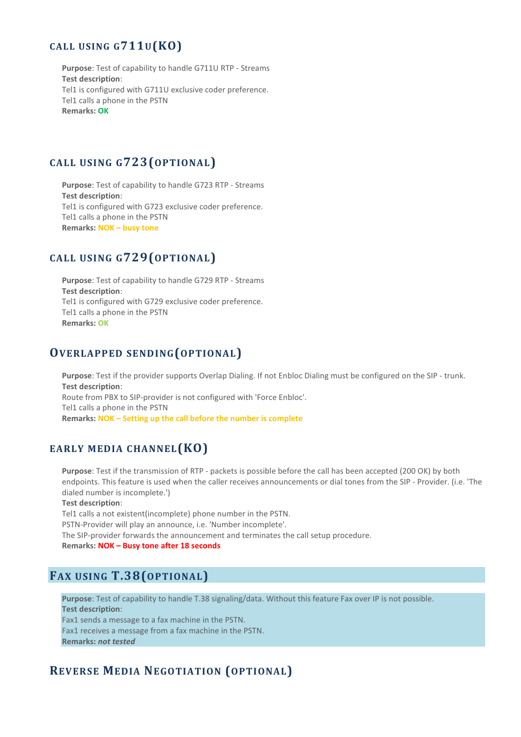## CALL USING G711U(KO)

**Purpose**: Test of capability to handle G711U RTP - Streams
**Test description**:
Tel1 is configured with G711U exclusive coder preference.
Tel1 calls a phone in the PSTN
**Remarks: OK**

## CALL USING G723(OPTIONAL)

**Purpose**: Test of capability to handle G723 RTP - Streams
**Test description**:
Tel1 is configured with G723 exclusive coder preference.
Tel1 calls a phone in the PSTN
**Remarks: NOK – busy tone**

## CALL USING G729(OPTIONAL)

**Purpose**: Test of capability to handle G729 RTP - Streams
**Test description**:
Tel1 is configured with G729 exclusive coder preference.
Tel1 calls a phone in the PSTN
**Remarks: OK**

## OVERLAPPED SENDING(OPTIONAL)

**Purpose**: Test if the provider supports Overlap Dialing. If not Enbloc Dialing must be configured on the SIP - trunk.
**Test description**:
Route from PBX to SIP-provider is not configured with 'Force Enbloc'.
Tel1 calls a phone in the PSTN
**Remarks: NOK – Setting up the call before the number is complete**

## EARLY MEDIA CHANNEL(KO)

**Purpose**: Test if the transmission of RTP - packets is possible before the call has been accepted (200 OK) by both endpoints. This feature is used when the caller receives announcements or dial tones from the SIP - Provider. (i.e. 'The dialed number is incomplete.')
**Test description**:
Tel1 calls a not existent(incomplete) phone number in the PSTN.
PSTN-Provider will play an announce, i.e. 'Number incomplete'.
The SIP-provider forwards the announcement and terminates the call setup procedure.
**Remarks: NOK – Busy tone after 18 seconds**

## FAX USING T.38(OPTIONAL)

**Purpose**: Test of capability to handle T.38 signaling/data. Without this feature Fax over IP is not possible.
**Test description**:
Fax1 sends a message to a fax machine in the PSTN.
Fax1 receives a message from a fax machine in the PSTN.
**Remarks:** ***not tested***

## REVERSE MEDIA NEGOTIATION (OPTIONAL)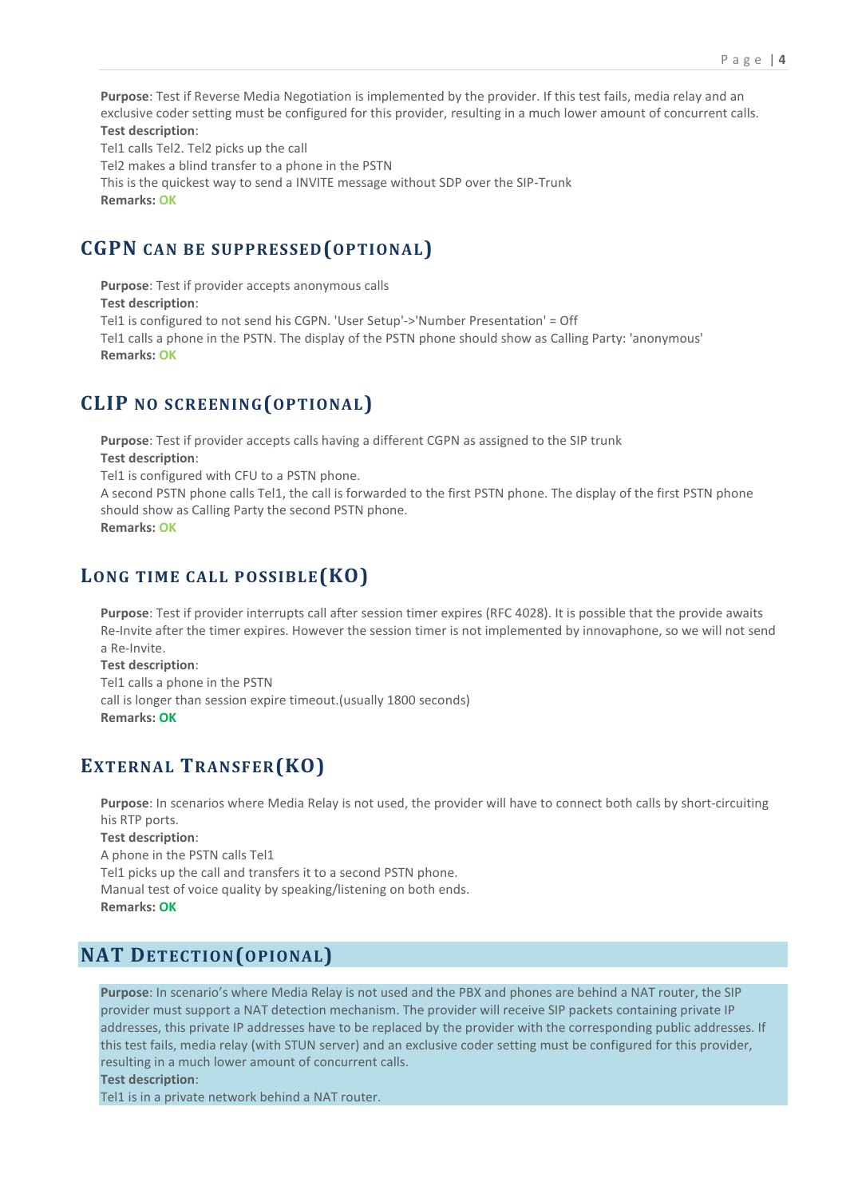**Purpose**: Test if Reverse Media Negotiation is implemented by the provider. If this test fails, media relay and an exclusive coder setting must be configured for this provider, resulting in a much lower amount of concurrent calls.
**Test description**:
Tel1 calls Tel2. Tel2 picks up the call
Tel2 makes a blind transfer to a phone in the PSTN
This is the quickest way to send a INVITE message without SDP over the SIP-Trunk
**Remarks: OK**

## CGPN can be suppressed(optional)

**Purpose**: Test if provider accepts anonymous calls
**Test description**:
Tel1 is configured to not send his CGPN. 'User Setup'->'Number Presentation' = Off
Tel1 calls a phone in the PSTN. The display of the PSTN phone should show as Calling Party: 'anonymous'
**Remarks: OK**

## CLIP no screening(optional)

**Purpose**: Test if provider accepts calls having a different CGPN as assigned to the SIP trunk
**Test description**:
Tel1 is configured with CFU to a PSTN phone.
A second PSTN phone calls Tel1, the call is forwarded to the first PSTN phone. The display of the first PSTN phone should show as Calling Party the second PSTN phone.
**Remarks: OK**

## Long time call possible(KO)

**Purpose**: Test if provider interrupts call after session timer expires (RFC 4028). It is possible that the provide awaits Re-Invite after the timer expires. However the session timer is not implemented by innovaphone, so we will not send a Re-Invite.
**Test description**:
Tel1 calls a phone in the PSTN
call is longer than session expire timeout.(usually 1800 seconds)
**Remarks: OK**

## External Transfer(KO)

**Purpose**: In scenarios where Media Relay is not used, the provider will have to connect both calls by short-circuiting his RTP ports.
**Test description**:
A phone in the PSTN calls Tel1
Tel1 picks up the call and transfers it to a second PSTN phone.
Manual test of voice quality by speaking/listening on both ends.
**Remarks: OK**

## NAT Detection(opional)

**Purpose**: In scenario's where Media Relay is not used and the PBX and phones are behind a NAT router, the SIP provider must support a NAT detection mechanism. The provider will receive SIP packets containing private IP addresses, this private IP addresses have to be replaced by the provider with the corresponding public addresses. If this test fails, media relay (with STUN server) and an exclusive coder setting must be configured for this provider, resulting in a much lower amount of concurrent calls.
**Test description**:
Tel1 is in a private network behind a NAT router.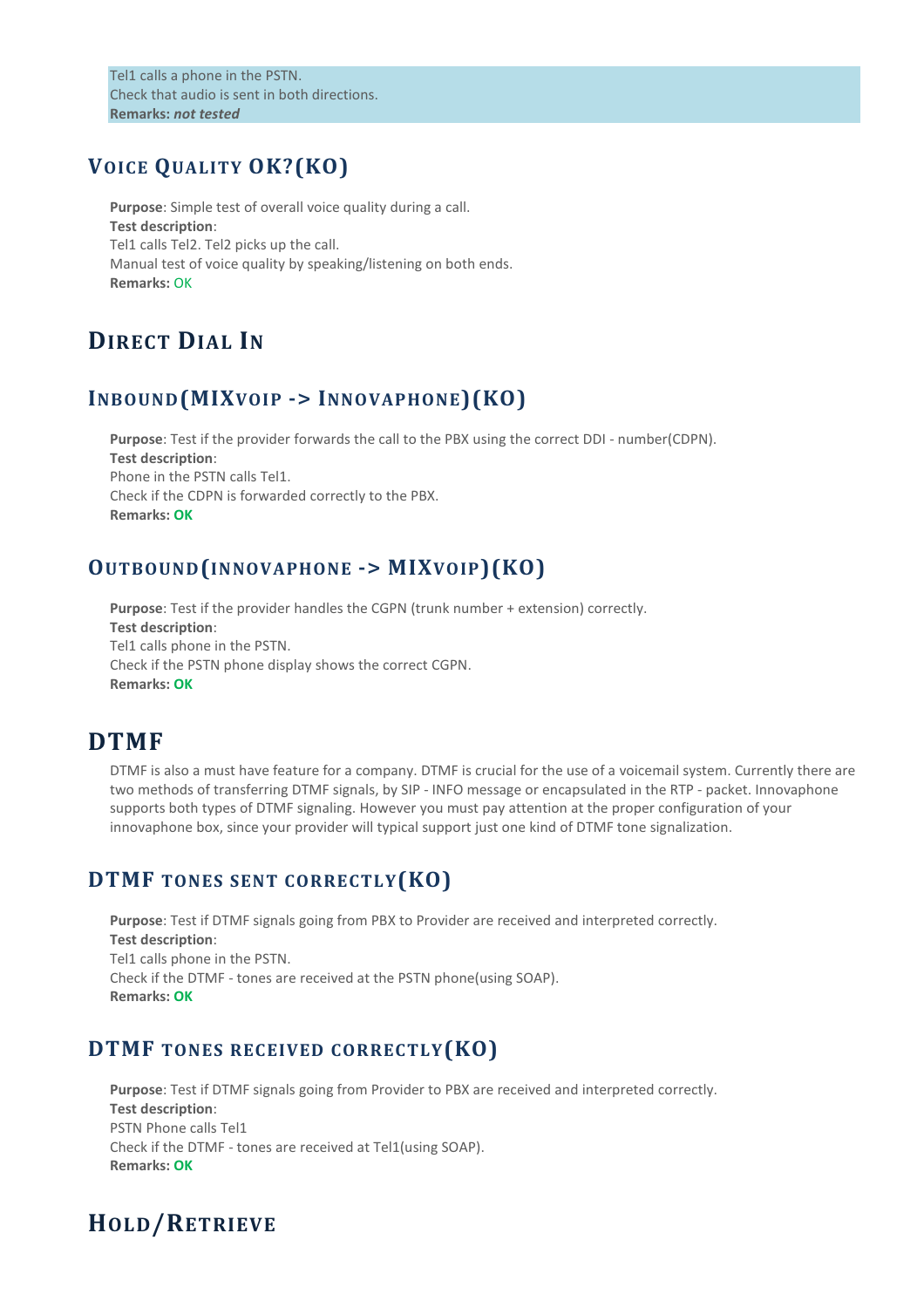Tel1 calls a phone in the PSTN.
Check that audio is sent in both directions.
**Remarks:** ***not tested***

### Voice Quality OK?(KO)

**Purpose**: Simple test of overall voice quality during a call.
**Test description**:
Tel1 calls Tel2. Tel2 picks up the call.
Manual test of voice quality by speaking/listening on both ends.
**Remarks:** OK

## Direct Dial In

### Inbound(MIXvoip -> Innovaphone)(KO)

**Purpose**: Test if the provider forwards the call to the PBX using the correct DDI - number(CDPN).
**Test description**:
Phone in the PSTN calls Tel1.
Check if the CDPN is forwarded correctly to the PBX.
**Remarks: OK**

### Outbound(innovaphone -> MIXvoip)(KO)

**Purpose**: Test if the provider handles the CGPN (trunk number + extension) correctly.
**Test description**:
Tel1 calls phone in the PSTN.
Check if the PSTN phone display shows the correct CGPN.
**Remarks: OK**

## DTMF

DTMF is also a must have feature for a company. DTMF is crucial for the use of a voicemail system. Currently there are two methods of transferring DTMF signals, by SIP - INFO message or encapsulated in the RTP - packet. Innovaphone supports both types of DTMF signaling. However you must pay attention at the proper configuration of your innovaphone box, since your provider will typical support just one kind of DTMF tone signalization.

### DTMF tones sent correctly(KO)

**Purpose**: Test if DTMF signals going from PBX to Provider are received and interpreted correctly.
**Test description**:
Tel1 calls phone in the PSTN.
Check if the DTMF - tones are received at the PSTN phone(using SOAP).
**Remarks: OK**

### DTMF tones received correctly(KO)

**Purpose**: Test if DTMF signals going from Provider to PBX are received and interpreted correctly.
**Test description**:
PSTN Phone calls Tel1
Check if the DTMF - tones are received at Tel1(using SOAP).
**Remarks: OK**

## Hold/Retrieve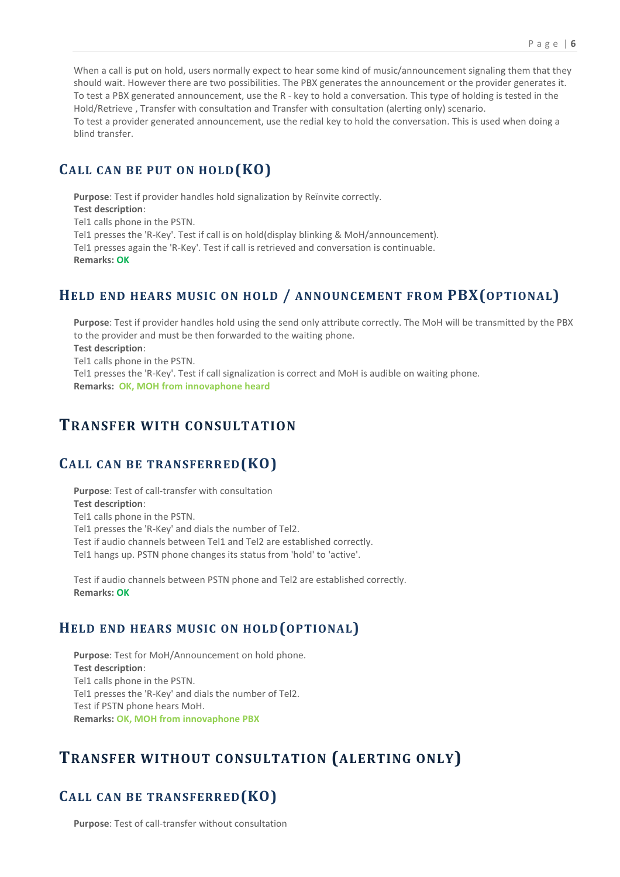When a call is put on hold, users normally expect to hear some kind of music/announcement signaling them that they should wait. However there are two possibilities. The PBX generates the announcement or the provider generates it. To test a PBX generated announcement, use the R - key to hold a conversation. This type of holding is tested in the Hold/Retrieve , Transfer with consultation and Transfer with consultation (alerting only) scenario.
To test a provider generated announcement, use the redial key to hold the conversation. This is used when doing a blind transfer.

### CALL CAN BE PUT ON HOLD(KO)

**Purpose**: Test if provider handles hold signalization by Reïnvite correctly.
**Test description**:
Tel1 calls phone in the PSTN.
Tel1 presses the 'R-Key'. Test if call is on hold(display blinking & MoH/announcement).
Tel1 presses again the 'R-Key'. Test if call is retrieved and conversation is continuable.
**Remarks: OK**

### HELD END HEARS MUSIC ON HOLD / ANNOUNCEMENT FROM PBX(OPTIONAL)

**Purpose**: Test if provider handles hold using the send only attribute correctly. The MoH will be transmitted by the PBX to the provider and must be then forwarded to the waiting phone.
**Test description**:
Tel1 calls phone in the PSTN.
Tel1 presses the 'R-Key'. Test if call signalization is correct and MoH is audible on waiting phone.
**Remarks: OK, MOH from innovaphone heard**

## TRANSFER WITH CONSULTATION

### CALL CAN BE TRANSFERRED(KO)

**Purpose**: Test of call-transfer with consultation
**Test description**:
Tel1 calls phone in the PSTN.
Tel1 presses the 'R-Key' and dials the number of Tel2.
Test if audio channels between Tel1 and Tel2 are established correctly.
Tel1 hangs up. PSTN phone changes its status from 'hold' to 'active'.

Test if audio channels between PSTN phone and Tel2 are established correctly.
**Remarks: OK**

### HELD END HEARS MUSIC ON HOLD(OPTIONAL)

**Purpose**: Test for MoH/Announcement on hold phone.
**Test description**:
Tel1 calls phone in the PSTN.
Tel1 presses the 'R-Key' and dials the number of Tel2.
Test if PSTN phone hears MoH.
**Remarks: OK, MOH from innovaphone PBX**

## TRANSFER WITHOUT CONSULTATION (ALERTING ONLY)

### CALL CAN BE TRANSFERRED(KO)

**Purpose**: Test of call-transfer without consultation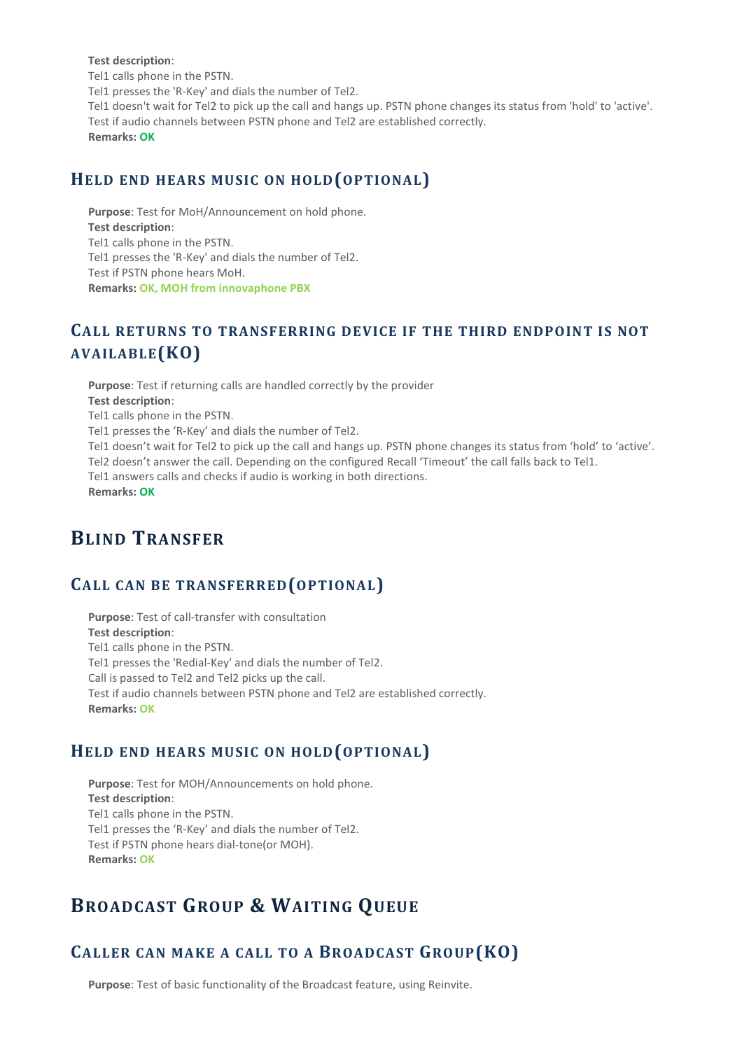**Test description**:
Tel1 calls phone in the PSTN.
Tel1 presses the 'R-Key' and dials the number of Tel2.
Tel1 doesn't wait for Tel2 to pick up the call and hangs up. PSTN phone changes its status from 'hold' to 'active'.
Test if audio channels between PSTN phone and Tel2 are established correctly.
**Remarks: OK**

### Held end hears music on hold(optional)

**Purpose**: Test for MoH/Announcement on hold phone.
**Test description**:
Tel1 calls phone in the PSTN.
Tel1 presses the 'R-Key' and dials the number of Tel2.
Test if PSTN phone hears MoH.
**Remarks: OK, MOH from innovaphone PBX**

### Call returns to transferring device if the third endpoint is not available(KO)

**Purpose**: Test if returning calls are handled correctly by the provider
**Test description**:
Tel1 calls phone in the PSTN.
Tel1 presses the 'R-Key' and dials the number of Tel2.
Tel1 doesn't wait for Tel2 to pick up the call and hangs up. PSTN phone changes its status from 'hold' to 'active'.
Tel2 doesn't answer the call. Depending on the configured Recall 'Timeout' the call falls back to Tel1.
Tel1 answers calls and checks if audio is working in both directions.
**Remarks: OK**

## Blind Transfer

### Call can be transferred(optional)

**Purpose**: Test of call-transfer with consultation
**Test description**:
Tel1 calls phone in the PSTN.
Tel1 presses the 'Redial-Key' and dials the number of Tel2.
Call is passed to Tel2 and Tel2 picks up the call.
Test if audio channels between PSTN phone and Tel2 are established correctly.
**Remarks: OK**

### Held end hears music on hold(optional)

**Purpose**: Test for MOH/Announcements on hold phone.
**Test description**:
Tel1 calls phone in the PSTN.
Tel1 presses the 'R-Key' and dials the number of Tel2.
Test if PSTN phone hears dial-tone(or MOH).
**Remarks: OK**

## Broadcast Group & Waiting Queue

### Caller can make a call to a Broadcast Group(KO)

**Purpose**: Test of basic functionality of the Broadcast feature, using Reinvite.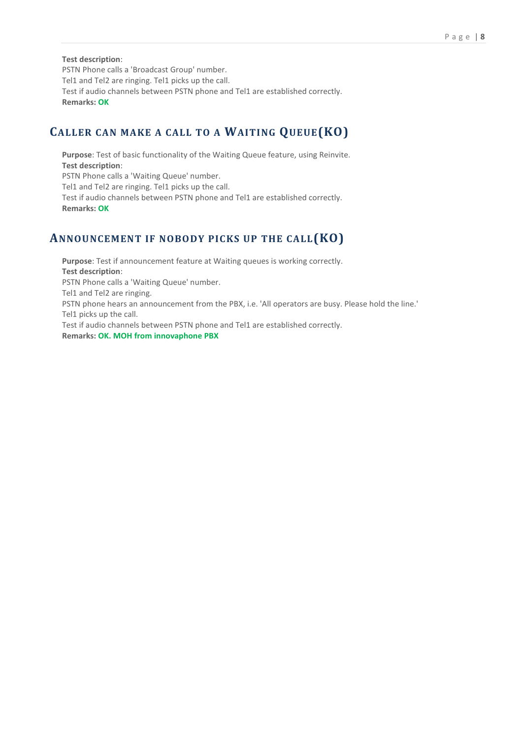**Test description**:
PSTN Phone calls a 'Broadcast Group' number.
Tel1 and Tel2 are ringing. Tel1 picks up the call.
Test if audio channels between PSTN phone and Tel1 are established correctly.
**Remarks: OK**

## Caller can make a call to a Waiting Queue(KO)

**Purpose**: Test of basic functionality of the Waiting Queue feature, using Reinvite.
**Test description**:
PSTN Phone calls a 'Waiting Queue' number.
Tel1 and Tel2 are ringing. Tel1 picks up the call.
Test if audio channels between PSTN phone and Tel1 are established correctly.
**Remarks: OK**

## Announcement if nobody picks up the call(KO)

**Purpose**: Test if announcement feature at Waiting queues is working correctly.
**Test description**:
PSTN Phone calls a 'Waiting Queue' number.
Tel1 and Tel2 are ringing.
PSTN phone hears an announcement from the PBX, i.e. 'All operators are busy. Please hold the line.'
Tel1 picks up the call.
Test if audio channels between PSTN phone and Tel1 are established correctly.
**Remarks: OK. MOH from innovaphone PBX**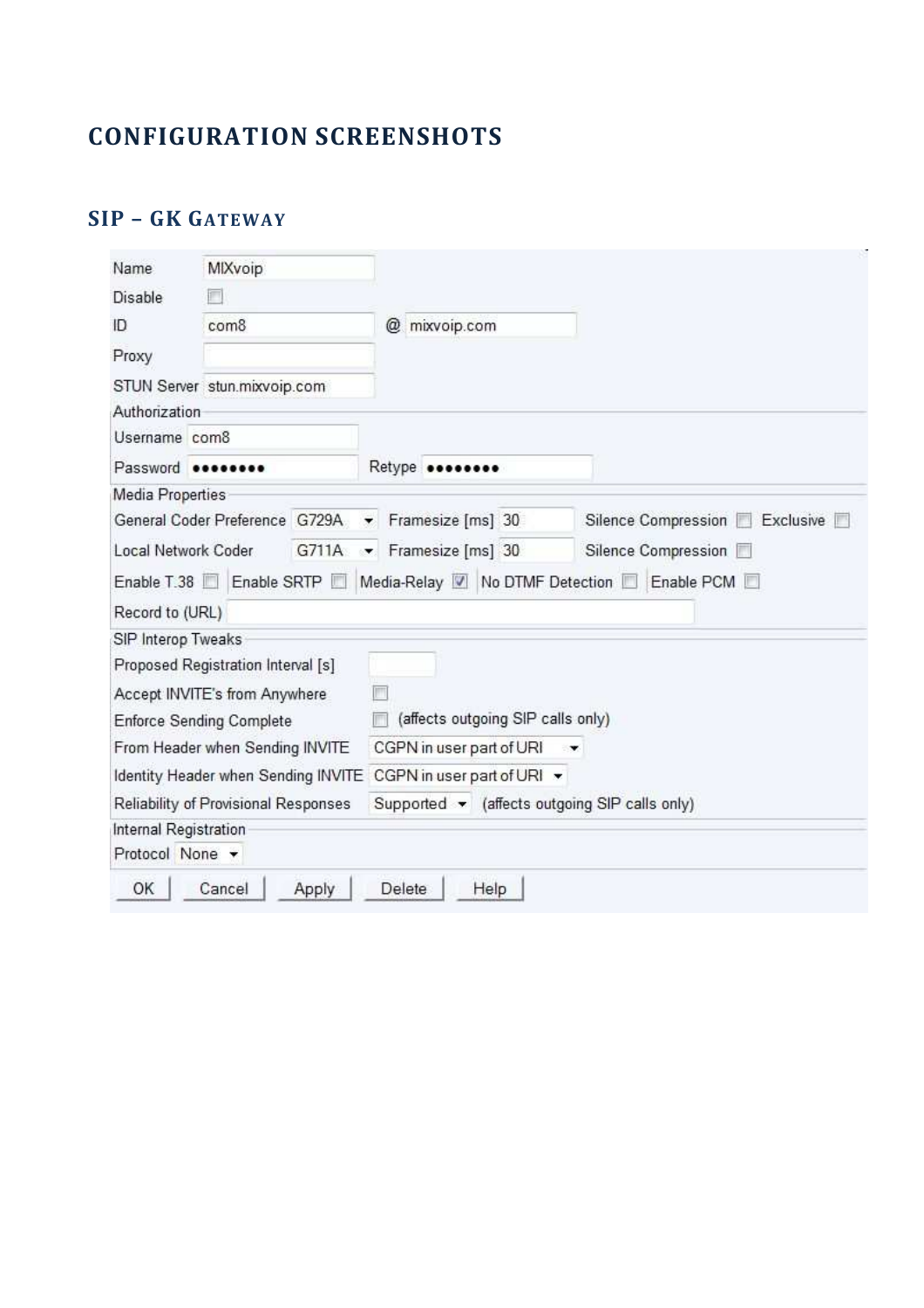# CONFIGURATION SCREENSHOTS

## SIP – GK GATEWAY

Name: MIXvoip

Disable: ☐

ID: com8 @ mixvoip.com

Proxy:

STUN Server: stun.mixvoip.com

**Authorization**

Username: com8

Password: •••••••• Retype: ••••••••

**Media Properties**

General Coder Preference: G729A — Framesize [ms]: 30 — Silence Compression ☐ — Exclusive ☐

Local Network Coder: G711A — Framesize [ms]: 30 — Silence Compression ☐

Enable T.38 ☐ | Enable SRTP ☐ | Media-Relay ☑ | No DTMF Detection ☐ | Enable PCM ☐

Record to (URL):

**SIP Interop Tweaks**

Proposed Registration Interval [s]:

Accept INVITE's from Anywhere: ☐

Enforce Sending Complete: ☐ (affects outgoing SIP calls only)

From Header when Sending INVITE: CGPN in user part of URI

Identity Header when Sending INVITE: CGPN in user part of URI

Reliability of Provisional Responses: Supported (affects outgoing SIP calls only)

**Internal Registration**

Protocol: None

OK | Cancel | Apply | Delete | Help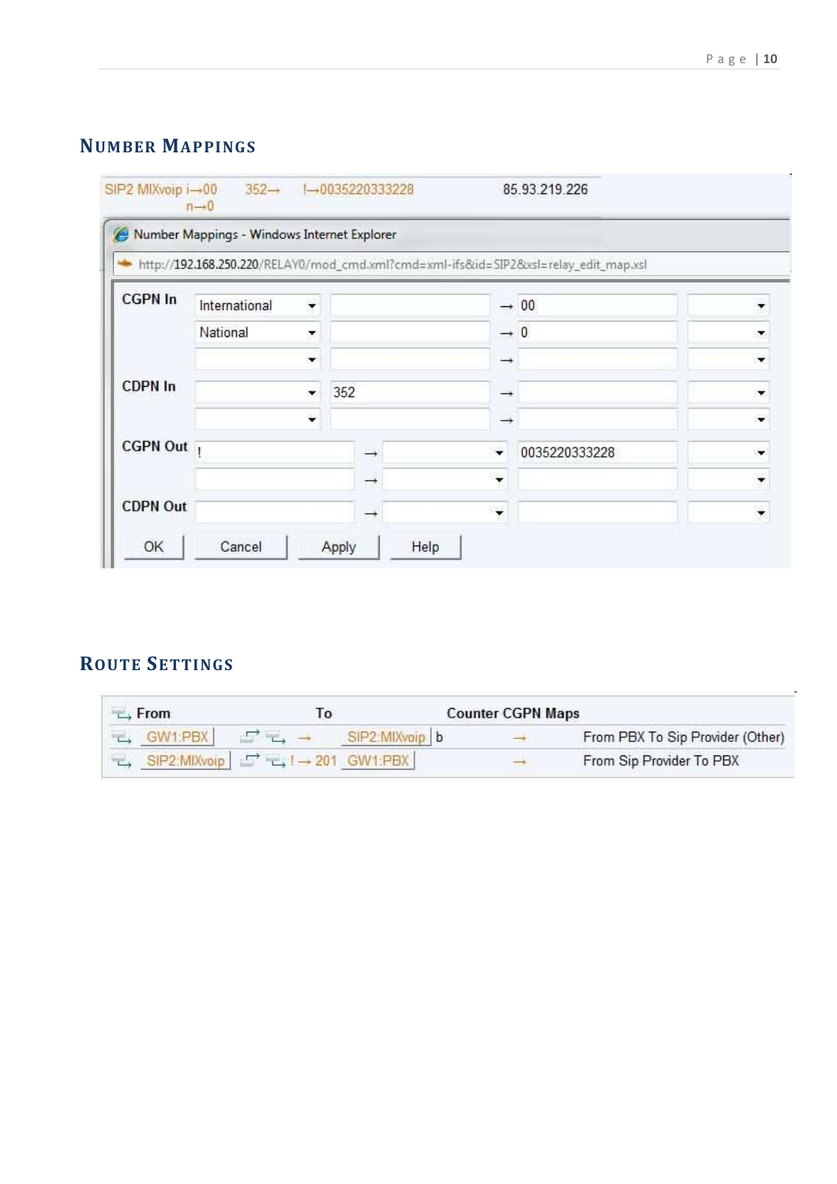## Number Mappings

SIP2 MIXvoip i→00 n→0 352→ !→0035220333228 85.93.219.226

Number Mappings - Windows Internet Explorer

http://192.168.250.220/RELAY0/mod_cmd.xml?cmd=xml-ifs&id=SIP2&xsl=relay_edit_map.xsl

| | | | | | |
|---|---|---|---|---|---|
| CGPN In | International | | → | 00 | |
| | National | | → | 0 | |
| | | | → | | |
| CDPN In | | 352 | → | | |
| | | | → | | |
| CGPN Out | ! | → | | 0035220333228 | |
| | | → | | | |
| CDPN Out | | → | | | |

OK Cancel Apply Help

## Route Settings

| From | | To | Counter CGPN Maps | | |
|---|---|---|---|---|---|
| GW1:PBX | → | SIP2:MIXvoip | b | → | From PBX To Sip Provider (Other) |
| SIP2:MIXvoip | ! → 201 | GW1:PBX | | → | From Sip Provider To PBX |